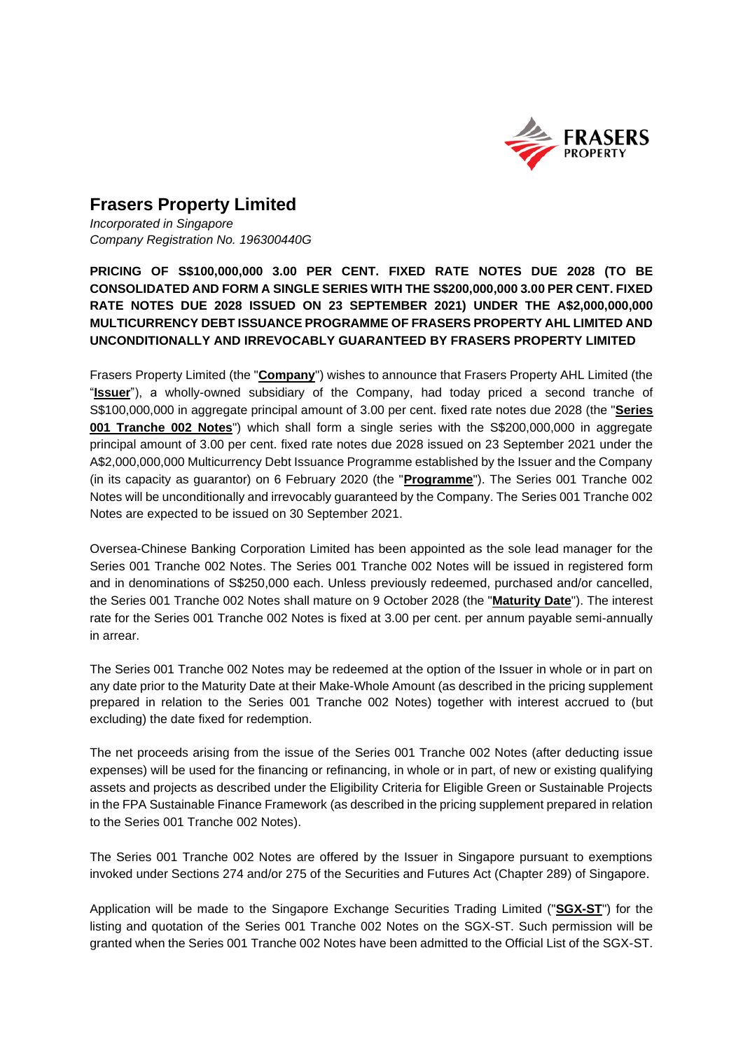# Frasers Property Limited

*Incorporated in Singapore*
*Company Registration No. 196300440G*

**PRICING OF S$100,000,000 3.00 PER CENT. FIXED RATE NOTES DUE 2028 (TO BE CONSOLIDATED AND FORM A SINGLE SERIES WITH THE S$200,000,000 3.00 PER CENT. FIXED RATE NOTES DUE 2028 ISSUED ON 23 SEPTEMBER 2021) UNDER THE A$2,000,000,000 MULTICURRENCY DEBT ISSUANCE PROGRAMME OF FRASERS PROPERTY AHL LIMITED AND UNCONDITIONALLY AND IRREVOCABLY GUARANTEED BY FRASERS PROPERTY LIMITED**

Frasers Property Limited (the "**Company**") wishes to announce that Frasers Property AHL Limited (the "**Issuer**"), a wholly-owned subsidiary of the Company, had today priced a second tranche of S$100,000,000 in aggregate principal amount of 3.00 per cent. fixed rate notes due 2028 (the "**Series 001 Tranche 002 Notes**") which shall form a single series with the S$200,000,000 in aggregate principal amount of 3.00 per cent. fixed rate notes due 2028 issued on 23 September 2021 under the A$2,000,000,000 Multicurrency Debt Issuance Programme established by the Issuer and the Company (in its capacity as guarantor) on 6 February 2020 (the "**Programme**"). The Series 001 Tranche 002 Notes will be unconditionally and irrevocably guaranteed by the Company. The Series 001 Tranche 002 Notes are expected to be issued on 30 September 2021.

Oversea-Chinese Banking Corporation Limited has been appointed as the sole lead manager for the Series 001 Tranche 002 Notes. The Series 001 Tranche 002 Notes will be issued in registered form and in denominations of S$250,000 each. Unless previously redeemed, purchased and/or cancelled, the Series 001 Tranche 002 Notes shall mature on 9 October 2028 (the "**Maturity Date**"). The interest rate for the Series 001 Tranche 002 Notes is fixed at 3.00 per cent. per annum payable semi-annually in arrear.

The Series 001 Tranche 002 Notes may be redeemed at the option of the Issuer in whole or in part on any date prior to the Maturity Date at their Make-Whole Amount (as described in the pricing supplement prepared in relation to the Series 001 Tranche 002 Notes) together with interest accrued to (but excluding) the date fixed for redemption.

The net proceeds arising from the issue of the Series 001 Tranche 002 Notes (after deducting issue expenses) will be used for the financing or refinancing, in whole or in part, of new or existing qualifying assets and projects as described under the Eligibility Criteria for Eligible Green or Sustainable Projects in the FPA Sustainable Finance Framework (as described in the pricing supplement prepared in relation to the Series 001 Tranche 002 Notes).

The Series 001 Tranche 002 Notes are offered by the Issuer in Singapore pursuant to exemptions invoked under Sections 274 and/or 275 of the Securities and Futures Act (Chapter 289) of Singapore.

Application will be made to the Singapore Exchange Securities Trading Limited ("**SGX-ST**") for the listing and quotation of the Series 001 Tranche 002 Notes on the SGX-ST. Such permission will be granted when the Series 001 Tranche 002 Notes have been admitted to the Official List of the SGX-ST.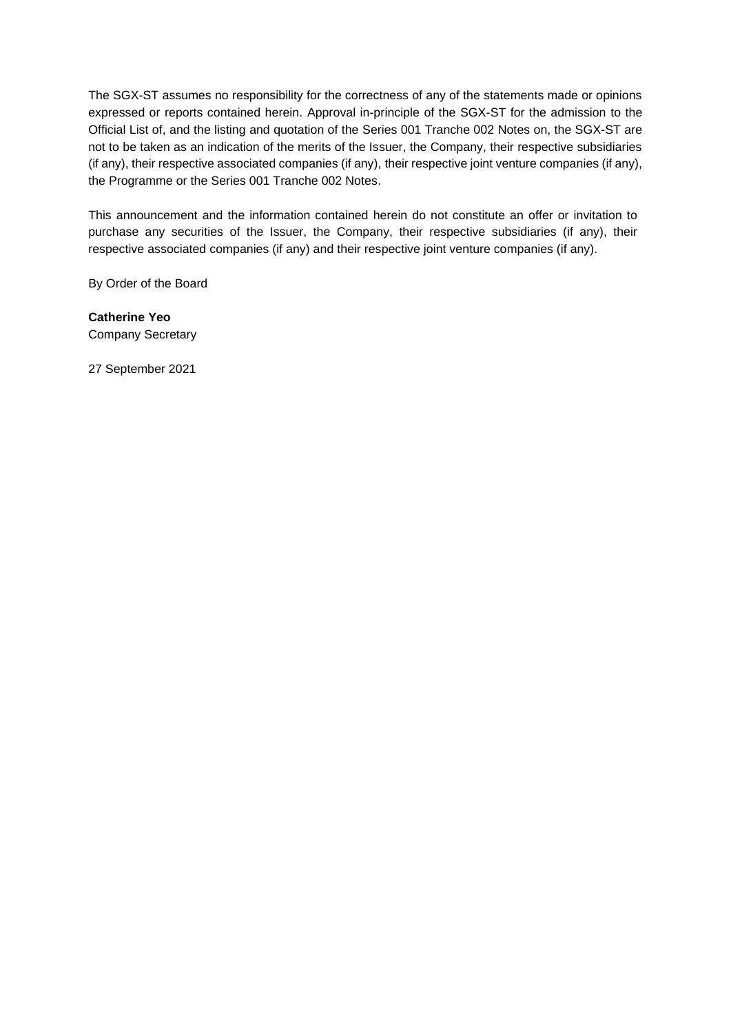The SGX-ST assumes no responsibility for the correctness of any of the statements made or opinions expressed or reports contained herein. Approval in-principle of the SGX-ST for the admission to the Official List of, and the listing and quotation of the Series 001 Tranche 002 Notes on, the SGX-ST are not to be taken as an indication of the merits of the Issuer, the Company, their respective subsidiaries (if any), their respective associated companies (if any), their respective joint venture companies (if any), the Programme or the Series 001 Tranche 002 Notes.

This announcement and the information contained herein do not constitute an offer or invitation to purchase any securities of the Issuer, the Company, their respective subsidiaries (if any), their respective associated companies (if any) and their respective joint venture companies (if any).

By Order of the Board

**Catherine Yeo**
Company Secretary

27 September 2021